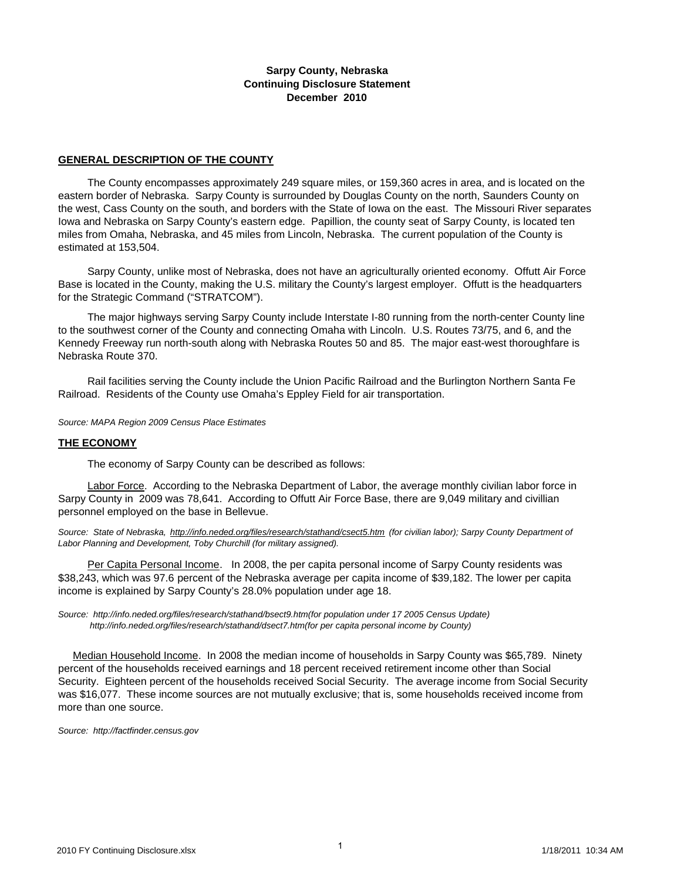# Sarpy County, Nebraska
# Continuing Disclosure Statement
# December 2010

## GENERAL DESCRIPTION OF THE COUNTY

The County encompasses approximately 249 square miles, or 159,360 acres in area, and is located on the eastern border of Nebraska. Sarpy County is surrounded by Douglas County on the north, Saunders County on the west, Cass County on the south, and borders with the State of Iowa on the east. The Missouri River separates Iowa and Nebraska on Sarpy County's eastern edge. Papillion, the county seat of Sarpy County, is located ten miles from Omaha, Nebraska, and 45 miles from Lincoln, Nebraska. The current population of the County is estimated at 153,504.

Sarpy County, unlike most of Nebraska, does not have an agriculturally oriented economy. Offutt Air Force Base is located in the County, making the U.S. military the County's largest employer. Offutt is the headquarters for the Strategic Command ("STRATCOM").

The major highways serving Sarpy County include Interstate I-80 running from the north-center County line to the southwest corner of the County and connecting Omaha with Lincoln. U.S. Routes 73/75, and 6, and the Kennedy Freeway run north-south along with Nebraska Routes 50 and 85. The major east-west thoroughfare is Nebraska Route 370.

Rail facilities serving the County include the Union Pacific Railroad and the Burlington Northern Santa Fe Railroad. Residents of the County use Omaha's Eppley Field for air transportation.

*Source: MAPA Region 2009 Census Place Estimates*

## THE ECONOMY

The economy of Sarpy County can be described as follows:

Labor Force. According to the Nebraska Department of Labor, the average monthly civilian labor force in Sarpy County in 2009 was 78,641. According to Offutt Air Force Base, there are 9,049 military and civillian personnel employed on the base in Bellevue.

*Source: State of Nebraska, http://info.neded.org/files/research/stathand/csect5.htm (for civilian labor); Sarpy County Department of Labor Planning and Development, Toby Churchill (for military assigned).*

Per Capita Personal Income. In 2008, the per capita personal income of Sarpy County residents was $38,243, which was 97.6 percent of the Nebraska average per capita income of $39,182. The lower per capita income is explained by Sarpy County's 28.0% population under age 18.

*Source: http://info.neded.org/files/research/stathand/bsect9.htm(for population under 17 2005 Census Update)*
*http://info.neded.org/files/research/stathand/dsect7.htm(for per capita personal income by County)*

Median Household Income. In 2008 the median income of households in Sarpy County was $65,789. Ninety percent of the households received earnings and 18 percent received retirement income other than Social Security. Eighteen percent of the households received Social Security. The average income from Social Security was $16,077. These income sources are not mutually exclusive; that is, some households received income from more than one source.

*Source: http://factfinder.census.gov*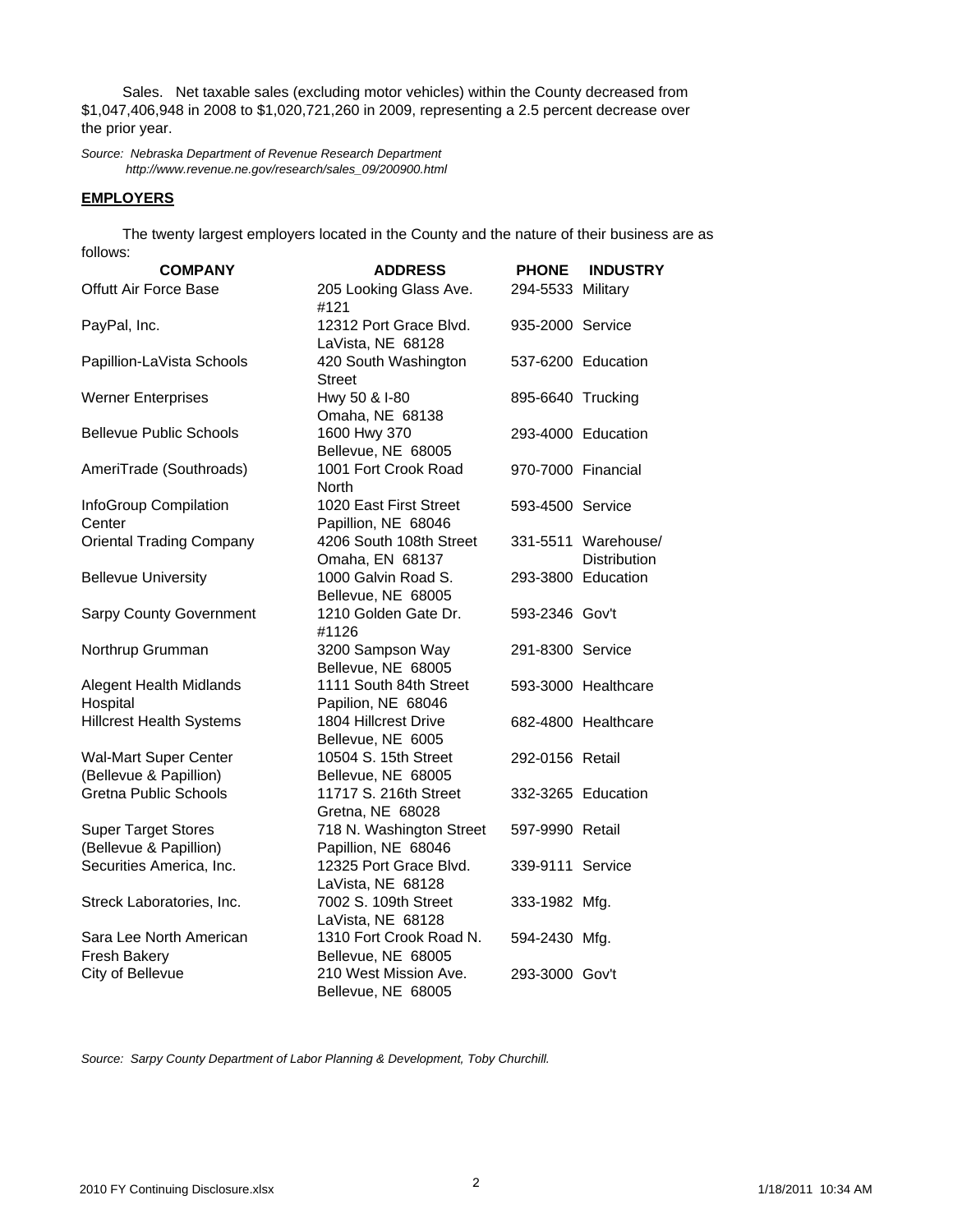Sales. Net taxable sales (excluding motor vehicles) within the County decreased from $1,047,406,948 in 2008 to $1,020,721,260 in 2009, representing a 2.5 percent decrease over the prior year.

*Source: Nebraska Department of Revenue Research Department*
*http://www.revenue.ne.gov/research/sales_09/200900.html*

## EMPLOYERS

The twenty largest employers located in the County and the nature of their business are as follows:

| COMPANY | ADDRESS | PHONE | INDUSTRY |
|---|---|---|---|
| Offutt Air Force Base | 205 Looking Glass Ave. #121 | 294-5533 | Military |
| PayPal, Inc. | 12312 Port Grace Blvd. LaVista, NE 68128 | 935-2000 | Service |
| Papillion-LaVista Schools | 420 South Washington Street | 537-6200 | Education |
| Werner Enterprises | Hwy 50 & I-80 Omaha, NE 68138 | 895-6640 | Trucking |
| Bellevue Public Schools | 1600 Hwy 370 Bellevue, NE 68005 | 293-4000 | Education |
| AmeriTrade (Southroads) | 1001 Fort Crook Road North | 970-7000 | Financial |
| InfoGroup Compilation Center | 1020 East First Street Papillion, NE 68046 | 593-4500 | Service |
| Oriental Trading Company | 4206 South 108th Street Omaha, EN 68137 | 331-5511 | Warehouse/ Distribution |
| Bellevue University | 1000 Galvin Road S. Bellevue, NE 68005 | 293-3800 | Education |
| Sarpy County Government | 1210 Golden Gate Dr. #1126 | 593-2346 | Gov't |
| Northrup Grumman | 3200 Sampson Way Bellevue, NE 68005 | 291-8300 | Service |
| Alegent Health Midlands Hospital | 1111 South 84th Street Papilion, NE 68046 | 593-3000 | Healthcare |
| Hillcrest Health Systems | 1804 Hillcrest Drive Bellevue, NE 6005 | 682-4800 | Healthcare |
| Wal-Mart Super Center (Bellevue & Papillion) | 10504 S. 15th Street Bellevue, NE 68005 | 292-0156 | Retail |
| Gretna Public Schools | 11717 S. 216th Street Gretna, NE 68028 | 332-3265 | Education |
| Super Target Stores (Bellevue & Papillion) | 718 N. Washington Street Papillion, NE 68046 | 597-9990 | Retail |
| Securities America, Inc. | 12325 Port Grace Blvd. LaVista, NE 68128 | 339-9111 | Service |
| Streck Laboratories, Inc. | 7002 S. 109th Street LaVista, NE 68128 | 333-1982 | Mfg. |
| Sara Lee North American Fresh Bakery | 1310 Fort Crook Road N. Bellevue, NE 68005 | 594-2430 | Mfg. |
| City of Bellevue | 210 West Mission Ave. Bellevue, NE 68005 | 293-3000 | Gov't |

*Source: Sarpy County Department of Labor Planning & Development, Toby Churchill.*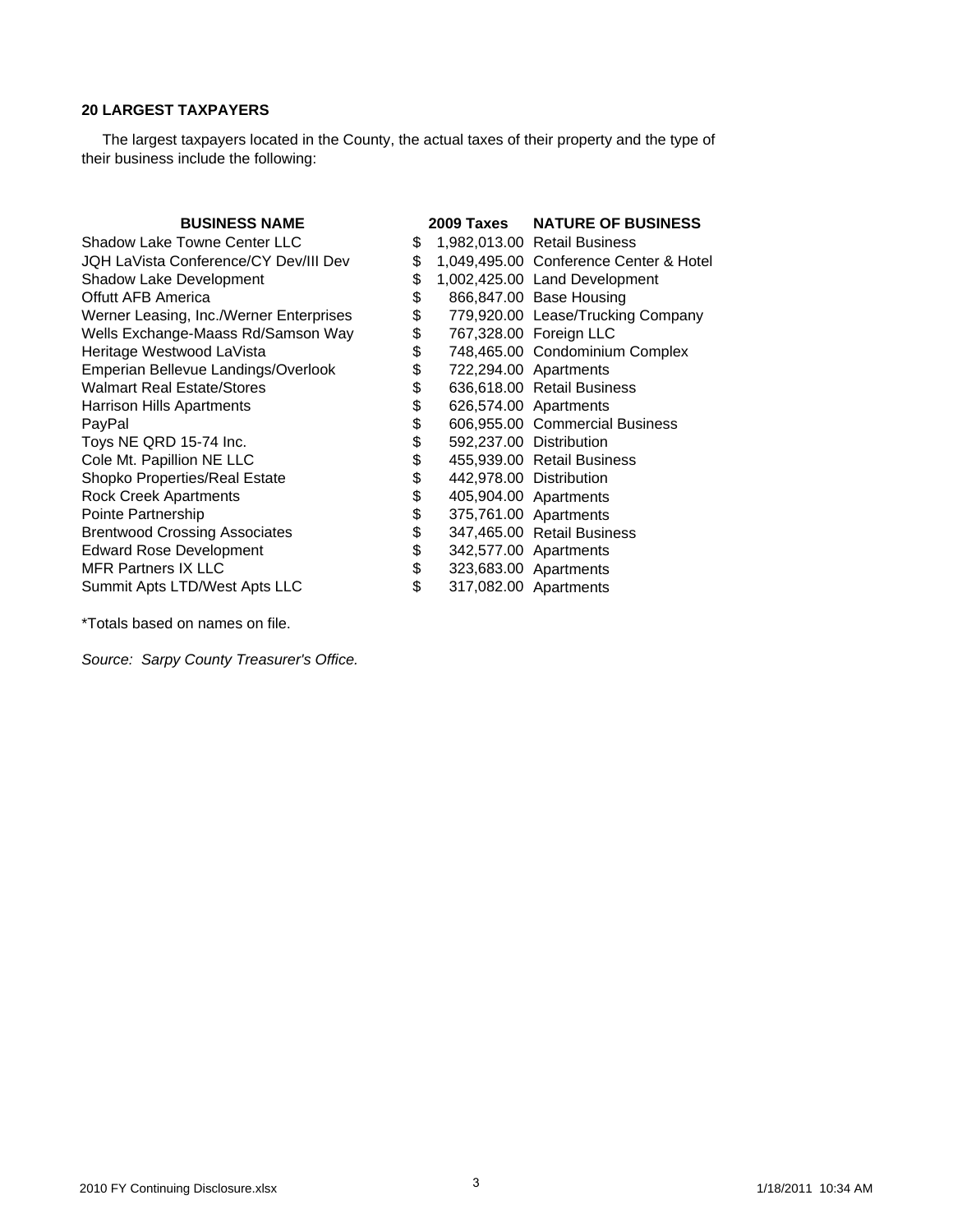**20 LARGEST TAXPAYERS**

The largest taxpayers located in the County, the actual taxes of their property and the type of their business include the following:

| BUSINESS NAME | 2009 Taxes | NATURE OF BUSINESS |
|---|---|---|
| Shadow Lake Towne Center LLC | $ 1,982,013.00 | Retail Business |
| JQH LaVista Conference/CY Dev/III Dev | $ 1,049,495.00 | Conference Center & Hotel |
| Shadow Lake Development | $ 1,002,425.00 | Land Development |
| Offutt AFB America | $ 866,847.00 | Base Housing |
| Werner Leasing, Inc./Werner Enterprises | $ 779,920.00 | Lease/Trucking Company |
| Wells Exchange-Maass Rd/Samson Way | $ 767,328.00 | Foreign LLC |
| Heritage Westwood LaVista | $ 748,465.00 | Condominium Complex |
| Emperian Bellevue Landings/Overlook | $ 722,294.00 | Apartments |
| Walmart Real Estate/Stores | $ 636,618.00 | Retail Business |
| Harrison Hills Apartments | $ 626,574.00 | Apartments |
| PayPal | $ 606,955.00 | Commercial Business |
| Toys NE QRD 15-74 Inc. | $ 592,237.00 | Distribution |
| Cole Mt. Papillion NE LLC | $ 455,939.00 | Retail Business |
| Shopko Properties/Real Estate | $ 442,978.00 | Distribution |
| Rock Creek Apartments | $ 405,904.00 | Apartments |
| Pointe Partnership | $ 375,761.00 | Apartments |
| Brentwood Crossing Associates | $ 347,465.00 | Retail Business |
| Edward Rose Development | $ 342,577.00 | Apartments |
| MFR Partners IX LLC | $ 323,683.00 | Apartments |
| Summit Apts LTD/West Apts LLC | $ 317,082.00 | Apartments |

*Totals based on names on file.

*Source: Sarpy County Treasurer's Office.*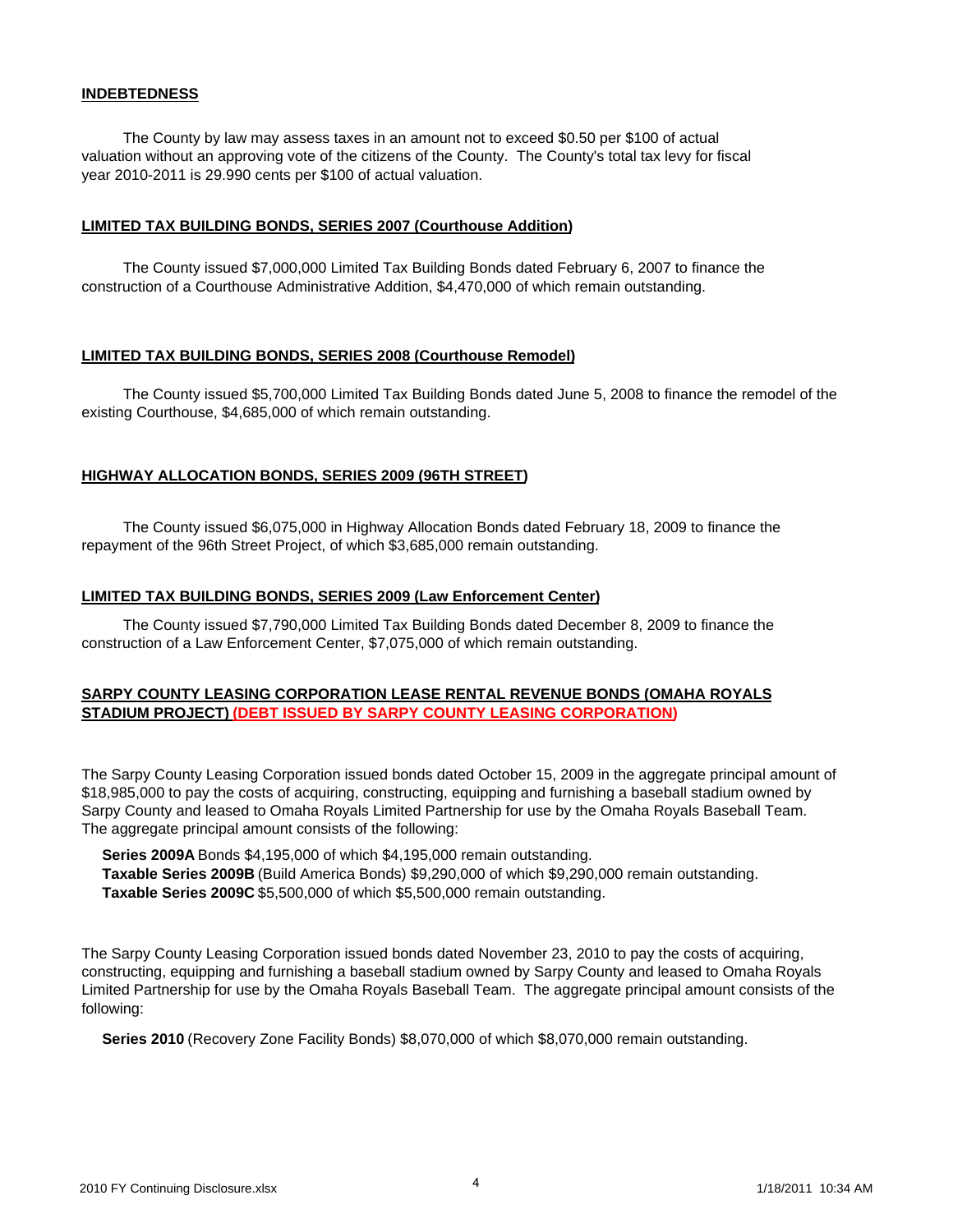## INDEBTEDNESS

The County by law may assess taxes in an amount not to exceed $0.50 per $100 of actual valuation without an approving vote of the citizens of the County. The County's total tax levy for fiscal year 2010-2011 is 29.990 cents per $100 of actual valuation.

## LIMITED TAX BUILDING BONDS, SERIES 2007 (Courthouse Addition)

The County issued $7,000,000 Limited Tax Building Bonds dated February 6, 2007 to finance the construction of a Courthouse Administrative Addition, $4,470,000 of which remain outstanding.

## LIMITED TAX BUILDING BONDS, SERIES 2008 (Courthouse Remodel)

The County issued $5,700,000 Limited Tax Building Bonds dated June 5, 2008 to finance the remodel of the existing Courthouse, $4,685,000 of which remain outstanding.

## HIGHWAY ALLOCATION BONDS, SERIES 2009 (96TH STREET)

The County issued $6,075,000 in Highway Allocation Bonds dated February 18, 2009 to finance the repayment of the 96th Street Project, of which $3,685,000 remain outstanding.

## LIMITED TAX BUILDING BONDS, SERIES 2009 (Law Enforcement Center)

The County issued $7,790,000 Limited Tax Building Bonds dated December 8, 2009 to finance the construction of a Law Enforcement Center, $7,075,000 of which remain outstanding.

## SARPY COUNTY LEASING CORPORATION LEASE RENTAL REVENUE BONDS (OMAHA ROYALS STADIUM PROJECT) (DEBT ISSUED BY SARPY COUNTY LEASING CORPORATION)

The Sarpy County Leasing Corporation issued bonds dated October 15, 2009 in the aggregate principal amount of $18,985,000 to pay the costs of acquiring, constructing, equipping and furnishing a baseball stadium owned by Sarpy County and leased to Omaha Royals Limited Partnership for use by the Omaha Royals Baseball Team. The aggregate principal amount consists of the following:

**Series 2009A** Bonds $4,195,000 of which $4,195,000 remain outstanding.
**Taxable Series 2009B** (Build America Bonds) $9,290,000 of which $9,290,000 remain outstanding.
**Taxable Series 2009C** $5,500,000 of which $5,500,000 remain outstanding.

The Sarpy County Leasing Corporation issued bonds dated November 23, 2010 to pay the costs of acquiring, constructing, equipping and furnishing a baseball stadium owned by Sarpy County and leased to Omaha Royals Limited Partnership for use by the Omaha Royals Baseball Team. The aggregate principal amount consists of the following:

**Series 2010** (Recovery Zone Facility Bonds) $8,070,000 of which $8,070,000 remain outstanding.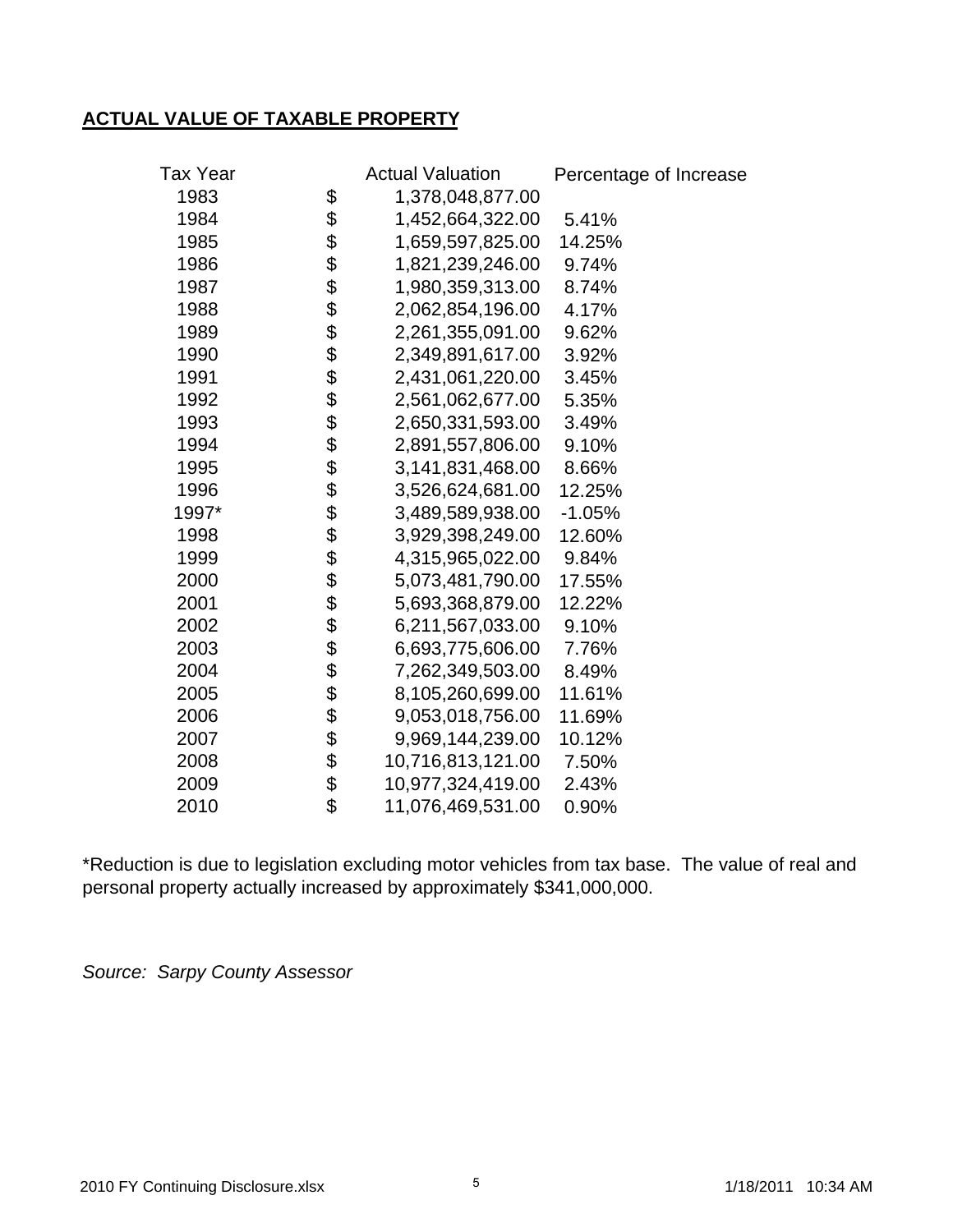## ACTUAL VALUE OF TAXABLE PROPERTY

| Tax Year | Actual Valuation | Percentage of Increase |
|---|---|---|
| 1983 | $ 1,378,048,877.00 | |
| 1984 | $ 1,452,664,322.00 | 5.41% |
| 1985 | $ 1,659,597,825.00 | 14.25% |
| 1986 | $ 1,821,239,246.00 | 9.74% |
| 1987 | $ 1,980,359,313.00 | 8.74% |
| 1988 | $ 2,062,854,196.00 | 4.17% |
| 1989 | $ 2,261,355,091.00 | 9.62% |
| 1990 | $ 2,349,891,617.00 | 3.92% |
| 1991 | $ 2,431,061,220.00 | 3.45% |
| 1992 | $ 2,561,062,677.00 | 5.35% |
| 1993 | $ 2,650,331,593.00 | 3.49% |
| 1994 | $ 2,891,557,806.00 | 9.10% |
| 1995 | $ 3,141,831,468.00 | 8.66% |
| 1996 | $ 3,526,624,681.00 | 12.25% |
| 1997* | $ 3,489,589,938.00 | -1.05% |
| 1998 | $ 3,929,398,249.00 | 12.60% |
| 1999 | $ 4,315,965,022.00 | 9.84% |
| 2000 | $ 5,073,481,790.00 | 17.55% |
| 2001 | $ 5,693,368,879.00 | 12.22% |
| 2002 | $ 6,211,567,033.00 | 9.10% |
| 2003 | $ 6,693,775,606.00 | 7.76% |
| 2004 | $ 7,262,349,503.00 | 8.49% |
| 2005 | $ 8,105,260,699.00 | 11.61% |
| 2006 | $ 9,053,018,756.00 | 11.69% |
| 2007 | $ 9,969,144,239.00 | 10.12% |
| 2008 | $ 10,716,813,121.00 | 7.50% |
| 2009 | $ 10,977,324,419.00 | 2.43% |
| 2010 | $ 11,076,469,531.00 | 0.90% |

*Reduction is due to legislation excluding motor vehicles from tax base. The value of real and personal property actually increased by approximately $341,000,000.

*Source: Sarpy County Assessor*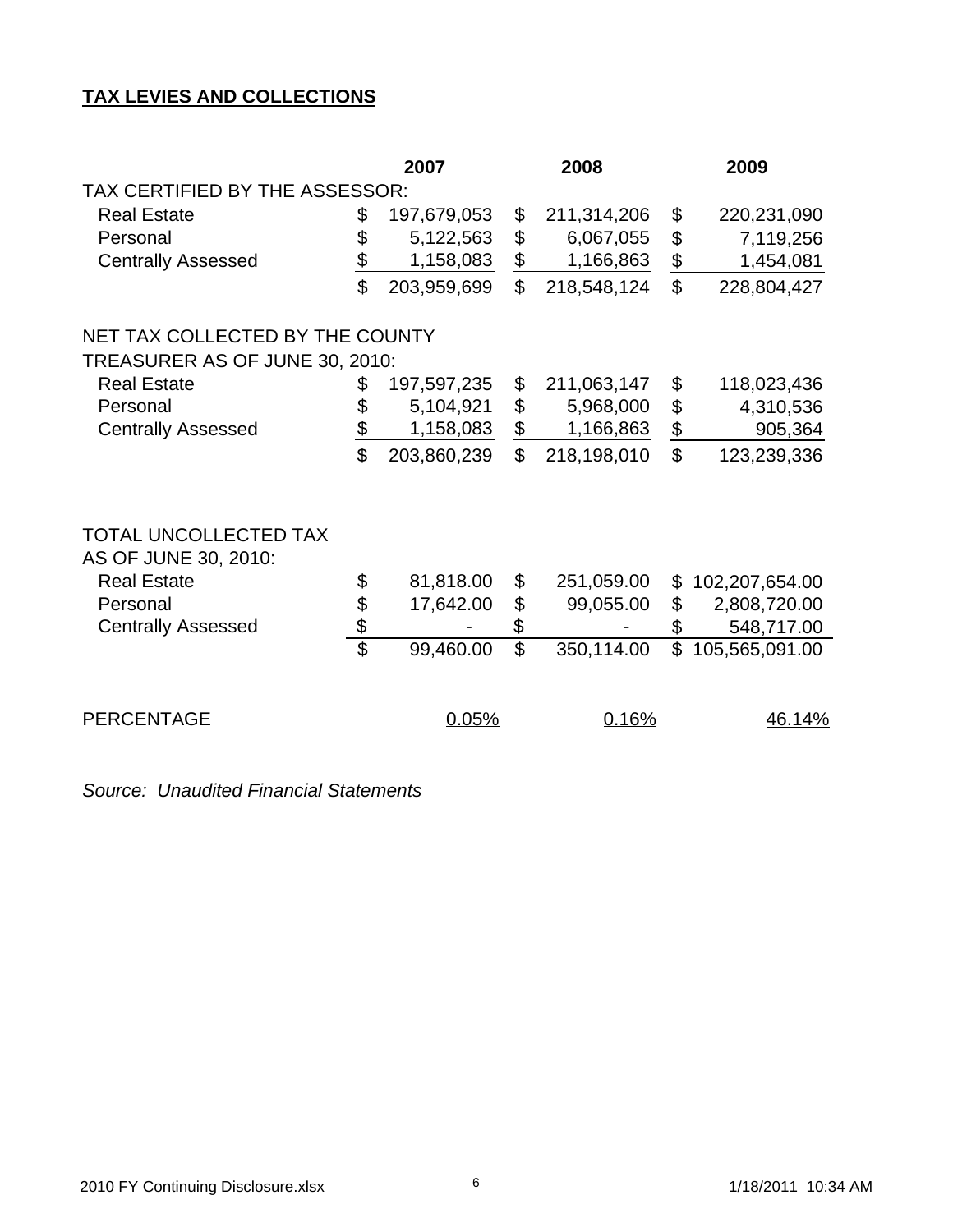## TAX LEVIES AND COLLECTIONS

| | 2007 | 2008 | 2009 |
|---|---|---|---|
| TAX CERTIFIED BY THE ASSESSOR: | | | |
| Real Estate | $ 197,679,053 | $ 211,314,206 | $ 220,231,090 |
| Personal | $ 5,122,563 | $ 6,067,055 | $ 7,119,256 |
| Centrally Assessed | $ 1,158,083 | $ 1,166,863 | $ 1,454,081 |
| | $ 203,959,699 | $ 218,548,124 | $ 228,804,427 |
| NET TAX COLLECTED BY THE COUNTY TREASURER AS OF JUNE 30, 2010: | | | |
| Real Estate | $ 197,597,235 | $ 211,063,147 | $ 118,023,436 |
| Personal | $ 5,104,921 | $ 5,968,000 | $ 4,310,536 |
| Centrally Assessed | $ 1,158,083 | $ 1,166,863 | $ 905,364 |
| | $ 203,860,239 | $ 218,198,010 | $ 123,239,336 |
| TOTAL UNCOLLECTED TAX AS OF JUNE 30, 2010: | | | |
| Real Estate | $ 81,818.00 | $ 251,059.00 | $ 102,207,654.00 |
| Personal | $ 17,642.00 | $ 99,055.00 | $ 2,808,720.00 |
| Centrally Assessed | $ - | $ - | $ 548,717.00 |
| | $ 99,460.00 | $ 350,114.00 | $ 105,565,091.00 |
| PERCENTAGE | 0.05% | 0.16% | 46.14% |

*Source: Unaudited Financial Statements*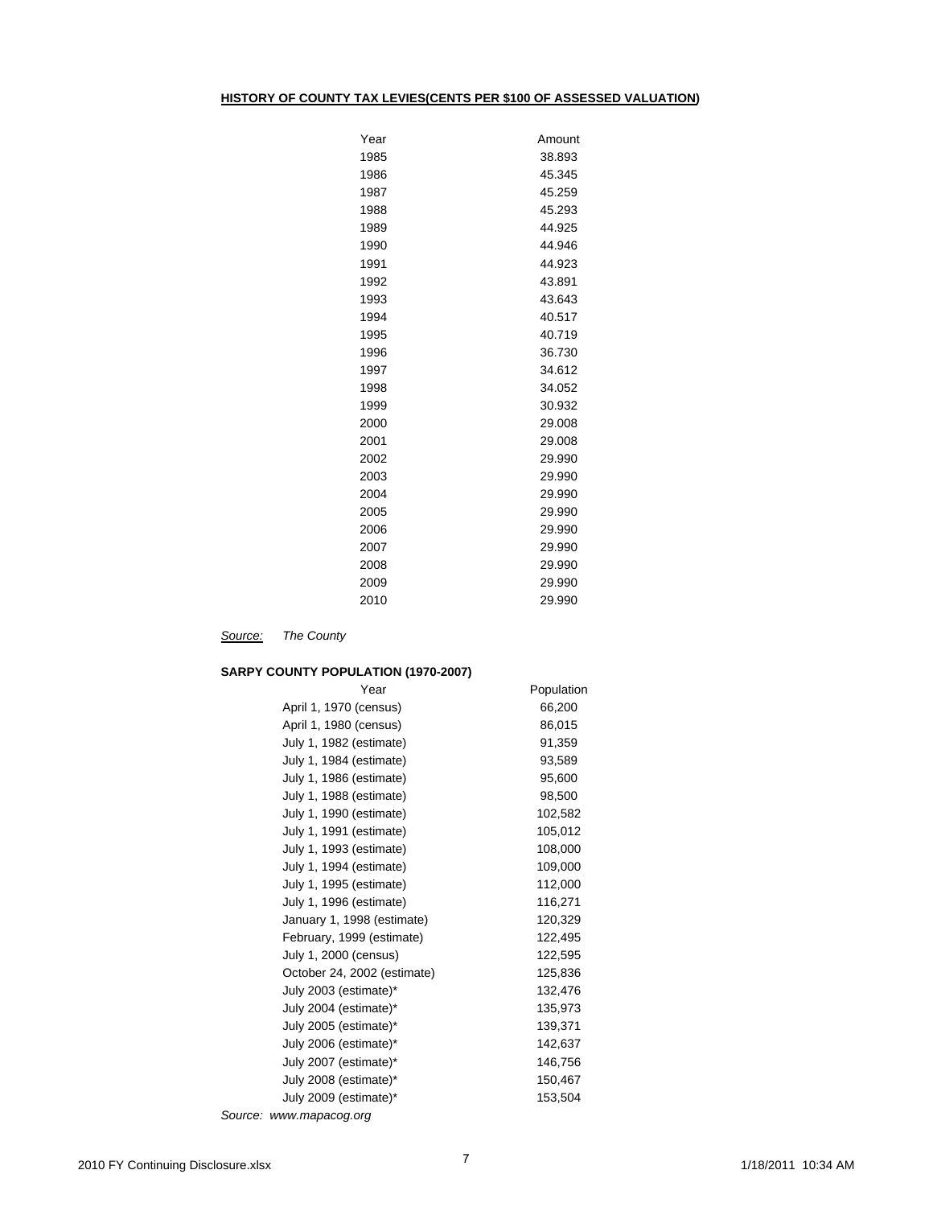## HISTORY OF COUNTY TAX LEVIES(CENTS PER $100 OF ASSESSED VALUATION)

| Year | Amount |
|---|---|
| 1985 | 38.893 |
| 1986 | 45.345 |
| 1987 | 45.259 |
| 1988 | 45.293 |
| 1989 | 44.925 |
| 1990 | 44.946 |
| 1991 | 44.923 |
| 1992 | 43.891 |
| 1993 | 43.643 |
| 1994 | 40.517 |
| 1995 | 40.719 |
| 1996 | 36.730 |
| 1997 | 34.612 |
| 1998 | 34.052 |
| 1999 | 30.932 |
| 2000 | 29.008 |
| 2001 | 29.008 |
| 2002 | 29.990 |
| 2003 | 29.990 |
| 2004 | 29.990 |
| 2005 | 29.990 |
| 2006 | 29.990 |
| 2007 | 29.990 |
| 2008 | 29.990 |
| 2009 | 29.990 |
| 2010 | 29.990 |

*Source: The County*

## SARPY COUNTY POPULATION (1970-2007)

| Year | Population |
|---|---|
| April 1, 1970 (census) | 66,200 |
| April 1, 1980 (census) | 86,015 |
| July 1, 1982 (estimate) | 91,359 |
| July 1, 1984 (estimate) | 93,589 |
| July 1, 1986 (estimate) | 95,600 |
| July 1, 1988 (estimate) | 98,500 |
| July 1, 1990 (estimate) | 102,582 |
| July 1, 1991 (estimate) | 105,012 |
| July 1, 1993 (estimate) | 108,000 |
| July 1, 1994 (estimate) | 109,000 |
| July 1, 1995 (estimate) | 112,000 |
| July 1, 1996 (estimate) | 116,271 |
| January 1, 1998 (estimate) | 120,329 |
| February, 1999 (estimate) | 122,495 |
| July 1, 2000 (census) | 122,595 |
| October 24, 2002 (estimate) | 125,836 |
| July 2003 (estimate)* | 132,476 |
| July 2004 (estimate)* | 135,973 |
| July 2005 (estimate)* | 139,371 |
| July 2006 (estimate)* | 142,637 |
| July 2007 (estimate)* | 146,756 |
| July 2008 (estimate)* | 150,467 |
| July 2009 (estimate)* | 153,504 |

*Source: www.mapacog.org*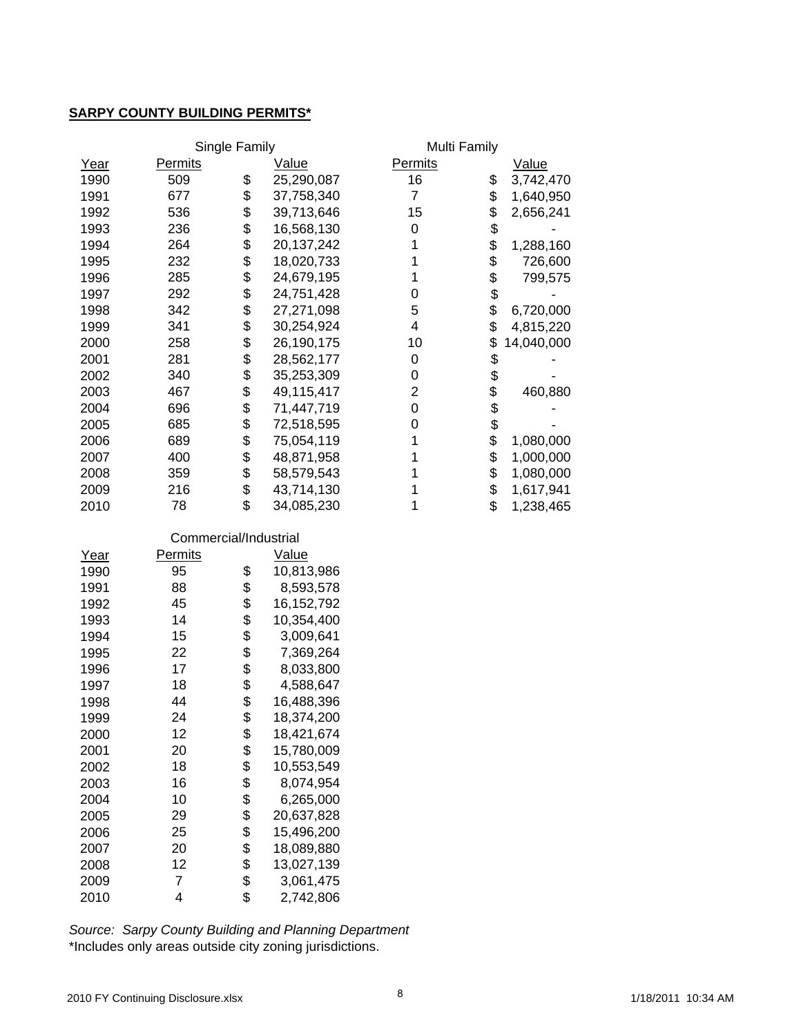**SARPY COUNTY BUILDING PERMITS***

| | Single Family | | Multi Family | |
|---|---|---|---|---|
| Year | Permits | Value | Permits | Value |
| 1990 | 509 | $ 25,290,087 | 16 | $ 3,742,470 |
| 1991 | 677 | $ 37,758,340 | 7 | $ 1,640,950 |
| 1992 | 536 | $ 39,713,646 | 15 | $ 2,656,241 |
| 1993 | 236 | $ 16,568,130 | 0 | $ - |
| 1994 | 264 | $ 20,137,242 | 1 | $ 1,288,160 |
| 1995 | 232 | $ 18,020,733 | 1 | $ 726,600 |
| 1996 | 285 | $ 24,679,195 | 1 | $ 799,575 |
| 1997 | 292 | $ 24,751,428 | 0 | $ - |
| 1998 | 342 | $ 27,271,098 | 5 | $ 6,720,000 |
| 1999 | 341 | $ 30,254,924 | 4 | $ 4,815,220 |
| 2000 | 258 | $ 26,190,175 | 10 | $ 14,040,000 |
| 2001 | 281 | $ 28,562,177 | 0 | $ - |
| 2002 | 340 | $ 35,253,309 | 0 | $ - |
| 2003 | 467 | $ 49,115,417 | 2 | $ 460,880 |
| 2004 | 696 | $ 71,447,719 | 0 | $ - |
| 2005 | 685 | $ 72,518,595 | 0 | $ - |
| 2006 | 689 | $ 75,054,119 | 1 | $ 1,080,000 |
| 2007 | 400 | $ 48,871,958 | 1 | $ 1,000,000 |
| 2008 | 359 | $ 58,579,543 | 1 | $ 1,080,000 |
| 2009 | 216 | $ 43,714,130 | 1 | $ 1,617,941 |
| 2010 | 78 | $ 34,085,230 | 1 | $ 1,238,465 |

| | Commercial/Industrial | |
|---|---|---|
| Year | Permits | Value |
| 1990 | 95 | $ 10,813,986 |
| 1991 | 88 | $ 8,593,578 |
| 1992 | 45 | $ 16,152,792 |
| 1993 | 14 | $ 10,354,400 |
| 1994 | 15 | $ 3,009,641 |
| 1995 | 22 | $ 7,369,264 |
| 1996 | 17 | $ 8,033,800 |
| 1997 | 18 | $ 4,588,647 |
| 1998 | 44 | $ 16,488,396 |
| 1999 | 24 | $ 18,374,200 |
| 2000 | 12 | $ 18,421,674 |
| 2001 | 20 | $ 15,780,009 |
| 2002 | 18 | $ 10,553,549 |
| 2003 | 16 | $ 8,074,954 |
| 2004 | 10 | $ 6,265,000 |
| 2005 | 29 | $ 20,637,828 |
| 2006 | 25 | $ 15,496,200 |
| 2007 | 20 | $ 18,089,880 |
| 2008 | 12 | $ 13,027,139 |
| 2009 | 7 | $ 3,061,475 |
| 2010 | 4 | $ 2,742,806 |

*Source: Sarpy County Building and Planning Department*

*Includes only areas outside city zoning jurisdictions.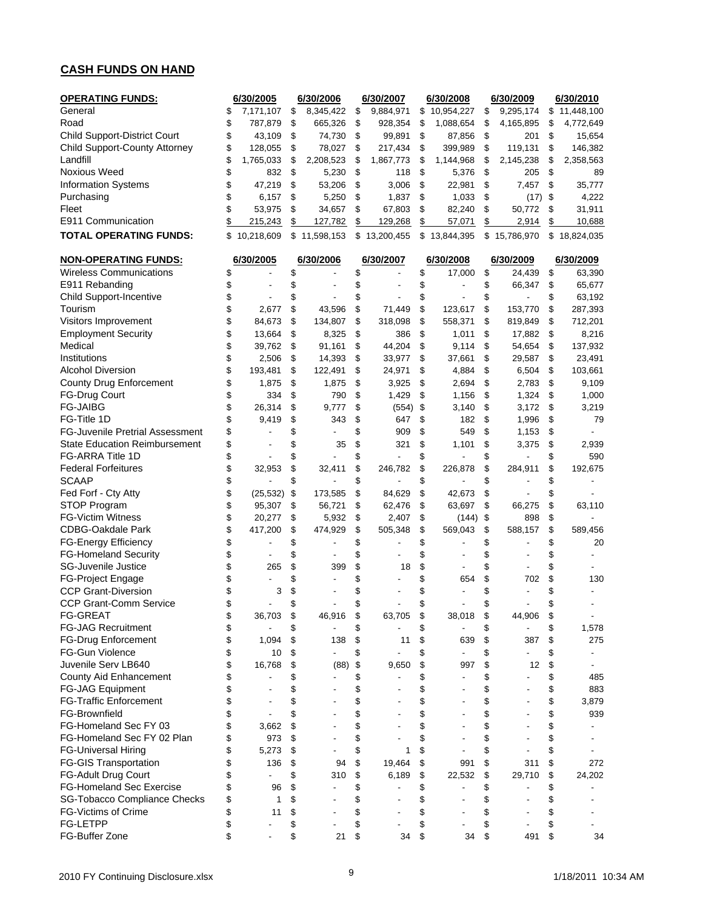## CASH FUNDS ON HAND

| OPERATING FUNDS: | 6/30/2005 | 6/30/2006 | 6/30/2007 | 6/30/2008 | 6/30/2009 | 6/30/2010 |
|---|---|---|---|---|---|---|
| General | $ 7,171,107 | $ 8,345,422 | $ 9,884,971 | $ 10,954,227 | $ 9,295,174 | $ 11,448,100 |
| Road | $ 787,879 | $ 665,326 | $ 928,354 | $ 1,088,654 | $ 4,165,895 | $ 4,772,649 |
| Child Support-District Court | $ 43,109 | $ 74,730 | $ 99,891 | $ 87,856 | $ 201 | $ 15,654 |
| Child Support-County Attorney | $ 128,055 | $ 78,027 | $ 217,434 | $ 399,989 | $ 119,131 | $ 146,382 |
| Landfill | $ 1,765,033 | $ 2,208,523 | $ 1,867,773 | $ 1,144,968 | $ 2,145,238 | $ 2,358,563 |
| Noxious Weed | $ 832 | $ 5,230 | $ 118 | $ 5,376 | $ 205 | $ 89 |
| Information Systems | $ 47,219 | $ 53,206 | $ 3,006 | $ 22,981 | $ 7,457 | $ 35,777 |
| Purchasing | $ 6,157 | $ 5,250 | $ 1,837 | $ 1,033 | $ (17) | $ 4,222 |
| Fleet | $ 53,975 | $ 34,657 | $ 67,803 | $ 82,240 | $ 50,772 | $ 31,911 |
| E911 Communication | $ 215,243 | $ 127,782 | $ 129,268 | $ 57,071 | $ 2,914 | $ 10,688 |
| **TOTAL OPERATING FUNDS:** | $ 10,218,609 | $ 11,598,153 | $ 13,200,455 | $ 13,844,395 | $ 15,786,970 | $ 18,824,035 |

| NON-OPERATING FUNDS: | 6/30/2005 | 6/30/2006 | 6/30/2007 | 6/30/2008 | 6/30/2009 | 6/30/2009 |
|---|---|---|---|---|---|---|
| Wireless Communications | $ - | $ - | $ - | $ 17,000 | $ 24,439 | $ 63,390 |
| E911 Rebanding | $ - | $ - | $ - | $ - | $ 66,347 | $ 65,677 |
| Child Support-Incentive | $ - | $ - | $ - | $ - | $ - | $ 63,192 |
| Tourism | $ 2,677 | $ 43,596 | $ 71,449 | $ 123,617 | $ 153,770 | $ 287,393 |
| Visitors Improvement | $ 84,673 | $ 134,807 | $ 318,098 | $ 558,371 | $ 819,849 | $ 712,201 |
| Employment Security | $ 13,664 | $ 8,325 | $ 386 | $ 1,011 | $ 17,882 | $ 8,216 |
| Medical | $ 39,762 | $ 91,161 | $ 44,204 | $ 9,114 | $ 54,654 | $ 137,932 |
| Institutions | $ 2,506 | $ 14,393 | $ 33,977 | $ 37,661 | $ 29,587 | $ 23,491 |
| Alcohol Diversion | $ 193,481 | $ 122,491 | $ 24,971 | $ 4,884 | $ 6,504 | $ 103,661 |
| County Drug Enforcement | $ 1,875 | $ 1,875 | $ 3,925 | $ 2,694 | $ 2,783 | $ 9,109 |
| FG-Drug Court | $ 334 | $ 790 | $ 1,429 | $ 1,156 | $ 1,324 | $ 1,000 |
| FG-JAIBG | $ 26,314 | $ 9,777 | $ (554) | $ 3,140 | $ 3,172 | $ 3,219 |
| FG-Title 1D | $ 9,419 | $ 343 | $ 647 | $ 182 | $ 1,996 | $ 79 |
| FG-Juvenile Pretrial Assessment | $ - | $ - | $ 909 | $ 549 | $ 1,153 | $ - |
| State Education Reimbursement | $ - | $ 35 | $ 321 | $ 1,101 | $ 3,375 | $ 2,939 |
| FG-ARRA Title 1D | $ - | $ - | $ - | $ - | $ - | $ 590 |
| Federal Forfeitures | $ 32,953 | $ 32,411 | $ 246,782 | $ 226,878 | $ 284,911 | $ 192,675 |
| SCAAP | $ - | $ - | $ - | $ - | $ - | $ - |
| Fed Forf - Cty Atty | $ (25,532) | $ 173,585 | $ 84,629 | $ 42,673 | $ - | $ - |
| STOP Program | $ 95,307 | $ 56,721 | $ 62,476 | $ 63,697 | $ 66,275 | $ 63,110 |
| FG-Victim Witness | $ 20,277 | $ 5,932 | $ 2,407 | $ (144) | $ 898 | $ - |
| CDBG-Oakdale Park | $ 417,200 | $ 474,929 | $ 505,348 | $ 569,043 | $ 588,157 | $ 589,456 |
| FG-Energy Efficiency | $ - | $ - | $ - | $ - | $ - | $ 20 |
| FG-Homeland Security | $ - | $ - | $ - | $ - | $ - | $ - |
| SG-Juvenile Justice | $ 265 | $ 399 | $ 18 | $ - | $ - | $ - |
| FG-Project Engage | $ - | $ - | $ - | $ 654 | $ 702 | $ 130 |
| CCP Grant-Diversion | $ 3 | $ - | $ - | $ - | $ - | $ - |
| CCP Grant-Comm Service | $ - | $ - | $ - | $ - | $ - | $ - |
| FG-GREAT | $ 36,703 | $ 46,916 | $ 63,705 | $ 38,018 | $ 44,906 | $ - |
| FG-JAG Recruitment | $ - | $ - | $ - | $ - | $ - | $ 1,578 |
| FG-Drug Enforcement | $ 1,094 | $ 138 | $ 11 | $ 639 | $ 387 | $ 275 |
| FG-Gun Violence | $ 10 | $ - | $ - | $ - | $ - | $ - |
| Juvenile Serv LB640 | $ 16,768 | $ (88) | $ 9,650 | $ 997 | $ 12 | $ - |
| County Aid Enhancement | $ - | $ - | $ - | $ - | $ - | $ 485 |
| FG-JAG Equipment | $ - | $ - | $ - | $ - | $ - | $ 883 |
| FG-Traffic Enforcement | $ - | $ - | $ - | $ - | $ - | $ 3,879 |
| FG-Brownfield | $ - | $ - | $ - | $ - | $ - | $ 939 |
| FG-Homeland Sec FY 03 | $ 3,662 | $ - | $ - | $ - | $ - | $ - |
| FG-Homeland Sec FY 02 Plan | $ 973 | $ - | $ - | $ - | $ - | $ - |
| FG-Universal Hiring | $ 5,273 | $ - | $ 1 | $ - | $ - | $ - |
| FG-GIS Transportation | $ 136 | $ 94 | $ 19,464 | $ 991 | $ 311 | $ 272 |
| FG-Adult Drug Court | $ - | $ 310 | $ 6,189 | $ 22,532 | $ 29,710 | $ 24,202 |
| FG-Homeland Sec Exercise | $ 96 | $ - | $ - | $ - | $ - | $ - |
| SG-Tobacco Compliance Checks | $ 1 | $ - | $ - | $ - | $ - | $ - |
| FG-Victims of Crime | $ 11 | $ - | $ - | $ - | $ - | $ - |
| FG-LETPP | $ - | $ - | $ - | $ - | $ - | $ - |
| FG-Buffer Zone | $ - | $ 21 | $ 34 | $ 34 | $ 491 | $ 34 |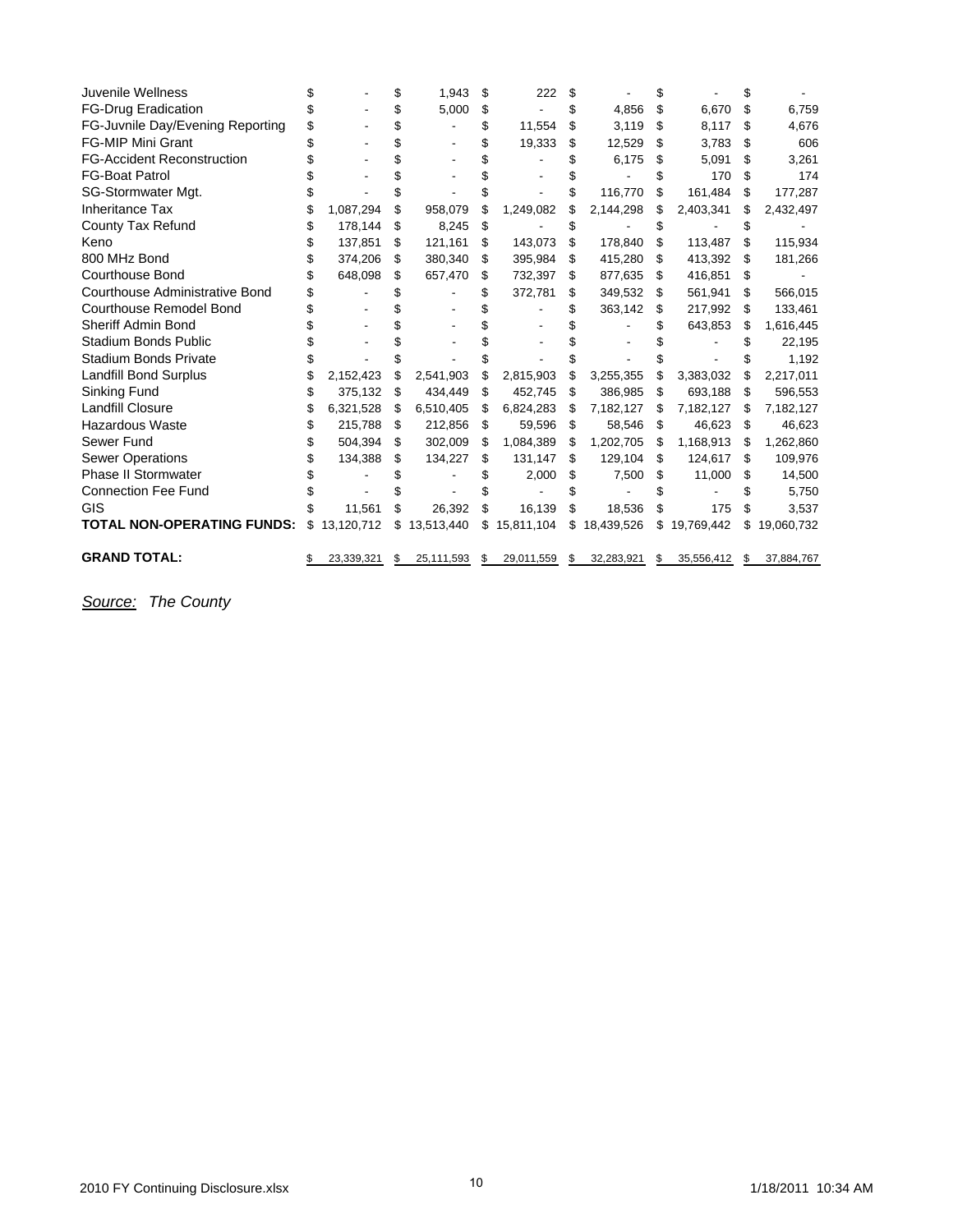| | | | | | | |
|---|---|---|---|---|---|---|
| Juvenile Wellness | $ - | $ 1,943 | $ 222 | $ - | $ - | $ - |
| FG-Drug Eradication | $ - | $ 5,000 | $ - | $ 4,856 | $ 6,670 | $ 6,759 |
| FG-Juvnile Day/Evening Reporting | $ - | $ - | $ 11,554 | $ 3,119 | $ 8,117 | $ 4,676 |
| FG-MIP Mini Grant | $ - | $ - | $ 19,333 | $ 12,529 | $ 3,783 | $ 606 |
| FG-Accident Reconstruction | $ - | $ - | $ - | $ 6,175 | $ 5,091 | $ 3,261 |
| FG-Boat Patrol | $ - | $ - | $ - | $ - | $ 170 | $ 174 |
| SG-Stormwater Mgt. | $ - | $ - | $ - | $ 116,770 | $ 161,484 | $ 177,287 |
| Inheritance Tax | $ 1,087,294 | $ 958,079 | $ 1,249,082 | $ 2,144,298 | $ 2,403,341 | $ 2,432,497 |
| County Tax Refund | $ 178,144 | $ 8,245 | $ - | $ - | $ - | $ - |
| Keno | $ 137,851 | $ 121,161 | $ 143,073 | $ 178,840 | $ 113,487 | $ 115,934 |
| 800 MHz Bond | $ 374,206 | $ 380,340 | $ 395,984 | $ 415,280 | $ 413,392 | $ 181,266 |
| Courthouse Bond | $ 648,098 | $ 657,470 | $ 732,397 | $ 877,635 | $ 416,851 | $ - |
| Courthouse Administrative Bond | $ - | $ - | $ 372,781 | $ 349,532 | $ 561,941 | $ 566,015 |
| Courthouse Remodel Bond | $ - | $ - | $ - | $ 363,142 | $ 217,992 | $ 133,461 |
| Sheriff Admin Bond | $ - | $ - | $ - | $ - | $ 643,853 | $ 1,616,445 |
| Stadium Bonds Public | $ - | $ - | $ - | $ - | $ - | $ 22,195 |
| Stadium Bonds Private | $ - | $ - | $ - | $ - | $ - | $ 1,192 |
| Landfill Bond Surplus | $ 2,152,423 | $ 2,541,903 | $ 2,815,903 | $ 3,255,355 | $ 3,383,032 | $ 2,217,011 |
| Sinking Fund | $ 375,132 | $ 434,449 | $ 452,745 | $ 386,985 | $ 693,188 | $ 596,553 |
| Landfill Closure | $ 6,321,528 | $ 6,510,405 | $ 6,824,283 | $ 7,182,127 | $ 7,182,127 | $ 7,182,127 |
| Hazardous Waste | $ 215,788 | $ 212,856 | $ 59,596 | $ 58,546 | $ 46,623 | $ 46,623 |
| Sewer Fund | $ 504,394 | $ 302,009 | $ 1,084,389 | $ 1,202,705 | $ 1,168,913 | $ 1,262,860 |
| Sewer Operations | $ 134,388 | $ 134,227 | $ 131,147 | $ 129,104 | $ 124,617 | $ 109,976 |
| Phase II Stormwater | $ - | $ - | $ 2,000 | $ 7,500 | $ 11,000 | $ 14,500 |
| Connection Fee Fund | $ - | $ - | $ - | $ - | $ - | $ 5,750 |
| GIS | $ 11,561 | $ 26,392 | $ 16,139 | $ 18,536 | $ 175 | $ 3,537 |
| **TOTAL NON-OPERATING FUNDS:** | $ 13,120,712 | $ 13,513,440 | $ 15,811,104 | $ 18,439,526 | $ 19,769,442 | $ 19,060,732 |
| | | | | | | |
| **GRAND TOTAL:** | $ 23,339,321 | $ 25,111,593 | $ 29,011,559 | $ 32,283,921 | $ 35,556,412 | $ 37,884,767 |

*<u>Source:</u> The County*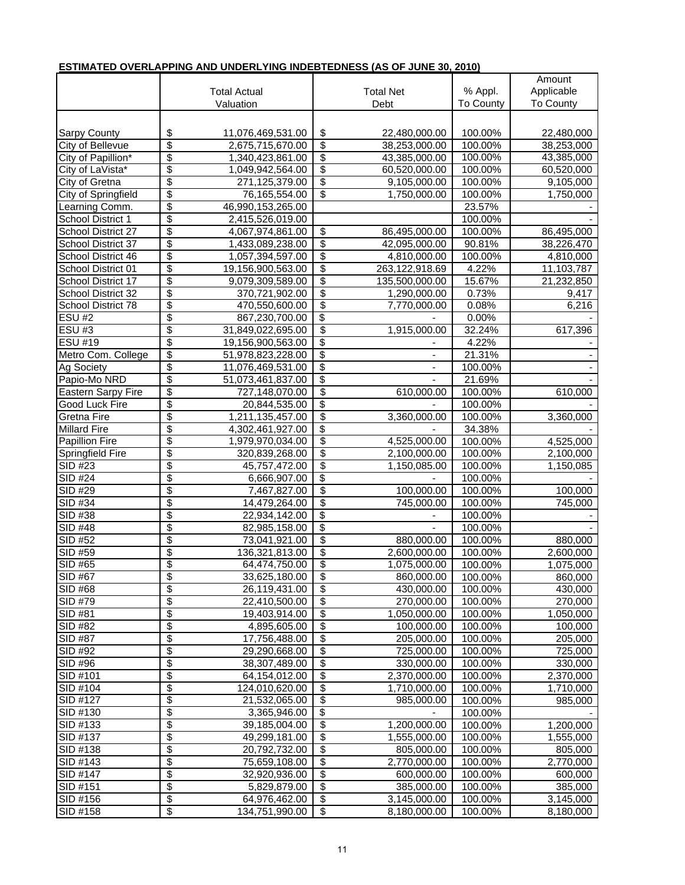**ESTIMATED OVERLAPPING AND UNDERLYING INDEBTEDNESS (AS OF JUNE 30, 2010)**

| | Total Actual Valuation | Total Net Debt | % Appl. To County | Amount Applicable To County |
|---|---|---|---|---|
| Sarpy County | $ 11,076,469,531.00 | $ 22,480,000.00 | 100.00% | 22,480,000 |
| City of Bellevue | $ 2,675,715,670.00 | $ 38,253,000.00 | 100.00% | 38,253,000 |
| City of Papillion* | $ 1,340,423,861.00 | $ 43,385,000.00 | 100.00% | 43,385,000 |
| City of LaVista* | $ 1,049,942,564.00 | $ 60,520,000.00 | 100.00% | 60,520,000 |
| City of Gretna | $ 271,125,379.00 | $ 9,105,000.00 | 100.00% | 9,105,000 |
| City of Springfield | $ 76,165,554.00 | $ 1,750,000.00 | 100.00% | 1,750,000 |
| Learning Comm. | $ 46,990,153,265.00 | | 23.57% | - |
| School District 1 | $ 2,415,526,019.00 | | 100.00% | - |
| School District 27 | $ 4,067,974,861.00 | $ 86,495,000.00 | 100.00% | 86,495,000 |
| School District 37 | $ 1,433,089,238.00 | $ 42,095,000.00 | 90.81% | 38,226,470 |
| School District 46 | $ 1,057,394,597.00 | $ 4,810,000.00 | 100.00% | 4,810,000 |
| School District 01 | $ 19,156,900,563.00 | $ 263,122,918.69 | 4.22% | 11,103,787 |
| School District 17 | $ 9,079,309,589.00 | $ 135,500,000.00 | 15.67% | 21,232,850 |
| School District 32 | $ 370,721,902.00 | $ 1,290,000.00 | 0.73% | 9,417 |
| School District 78 | $ 470,550,600.00 | $ 7,770,000.00 | 0.08% | 6,216 |
| ESU #2 | $ 867,230,700.00 | $ - | 0.00% | - |
| ESU #3 | $ 31,849,022,695.00 | $ 1,915,000.00 | 32.24% | 617,396 |
| ESU #19 | $ 19,156,900,563.00 | $ - | 4.22% | - |
| Metro Com. College | $ 51,978,823,228.00 | $ - | 21.31% | - |
| Ag Society | $ 11,076,469,531.00 | $ - | 100.00% | - |
| Papio-Mo NRD | $ 51,073,461,837.00 | $ - | 21.69% | - |
| Eastern Sarpy Fire | $ 727,148,070.00 | $ 610,000.00 | 100.00% | 610,000 |
| Good Luck Fire | $ 20,844,535.00 | $ - | 100.00% | - |
| Gretna Fire | $ 1,211,135,457.00 | $ 3,360,000.00 | 100.00% | 3,360,000 |
| Millard Fire | $ 4,302,461,927.00 | $ - | 34.38% | - |
| Papillion Fire | $ 1,979,970,034.00 | $ 4,525,000.00 | 100.00% | 4,525,000 |
| Springfield Fire | $ 320,839,268.00 | $ 2,100,000.00 | 100.00% | 2,100,000 |
| SID #23 | $ 45,757,472.00 | $ 1,150,085.00 | 100.00% | 1,150,085 |
| SID #24 | $ 6,666,907.00 | $ - | 100.00% | - |
| SID #29 | $ 7,467,827.00 | $ 100,000.00 | 100.00% | 100,000 |
| SID #34 | $ 14,479,264.00 | $ 745,000.00 | 100.00% | 745,000 |
| SID #38 | $ 22,934,142.00 | $ - | 100.00% | - |
| SID #48 | $ 82,985,158.00 | $ - | 100.00% | - |
| SID #52 | $ 73,041,921.00 | $ 880,000.00 | 100.00% | 880,000 |
| SID #59 | $ 136,321,813.00 | $ 2,600,000.00 | 100.00% | 2,600,000 |
| SID #65 | $ 64,474,750.00 | $ 1,075,000.00 | 100.00% | 1,075,000 |
| SID #67 | $ 33,625,180.00 | $ 860,000.00 | 100.00% | 860,000 |
| SID #68 | $ 26,119,431.00 | $ 430,000.00 | 100.00% | 430,000 |
| SID #79 | $ 22,410,500.00 | $ 270,000.00 | 100.00% | 270,000 |
| SID #81 | $ 19,403,914.00 | $ 1,050,000.00 | 100.00% | 1,050,000 |
| SID #82 | $ 4,895,605.00 | $ 100,000.00 | 100.00% | 100,000 |
| SID #87 | $ 17,756,488.00 | $ 205,000.00 | 100.00% | 205,000 |
| SID #92 | $ 29,290,668.00 | $ 725,000.00 | 100.00% | 725,000 |
| SID #96 | $ 38,307,489.00 | $ 330,000.00 | 100.00% | 330,000 |
| SID #101 | $ 64,154,012.00 | $ 2,370,000.00 | 100.00% | 2,370,000 |
| SID #104 | $ 124,010,620.00 | $ 1,710,000.00 | 100.00% | 1,710,000 |
| SID #127 | $ 21,532,065.00 | $ 985,000.00 | 100.00% | 985,000 |
| SID #130 | $ 3,365,946.00 | $ - | 100.00% | - |
| SID #133 | $ 39,185,004.00 | $ 1,200,000.00 | 100.00% | 1,200,000 |
| SID #137 | $ 49,299,181.00 | $ 1,555,000.00 | 100.00% | 1,555,000 |
| SID #138 | $ 20,792,732.00 | $ 805,000.00 | 100.00% | 805,000 |
| SID #143 | $ 75,659,108.00 | $ 2,770,000.00 | 100.00% | 2,770,000 |
| SID #147 | $ 32,920,936.00 | $ 600,000.00 | 100.00% | 600,000 |
| SID #151 | $ 5,829,879.00 | $ 385,000.00 | 100.00% | 385,000 |
| SID #156 | $ 64,976,462.00 | $ 3,145,000.00 | 100.00% | 3,145,000 |
| SID #158 | $ 134,751,990.00 | $ 8,180,000.00 | 100.00% | 8,180,000 |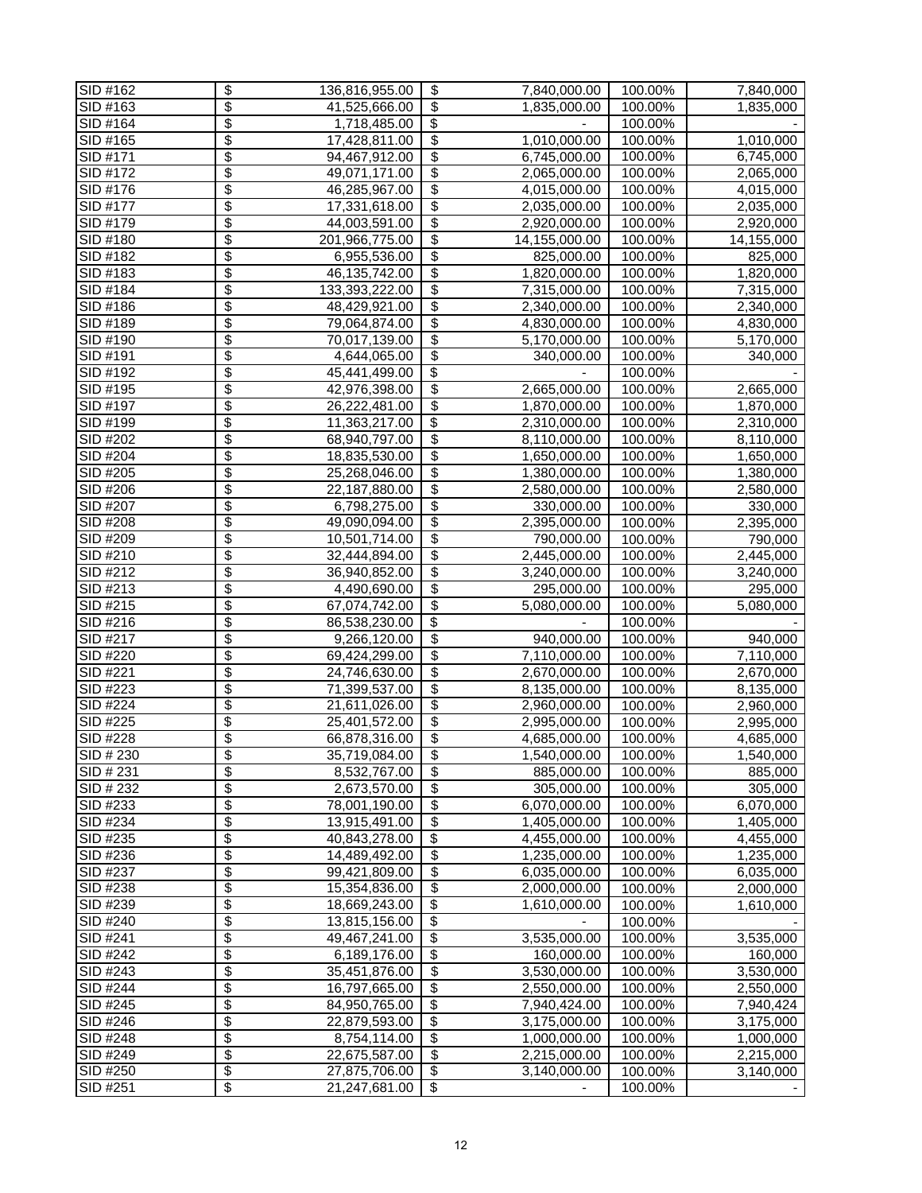| | | | | | | |
|---|---|---|---|---|---|---|
| SID #162 | $ | 136,816,955.00 | $ | 7,840,000.00 | 100.00% | 7,840,000 |
| SID #163 | $ | 41,525,666.00 | $ | 1,835,000.00 | 100.00% | 1,835,000 |
| SID #164 | $ | 1,718,485.00 | $ | - | 100.00% | - |
| SID #165 | $ | 17,428,811.00 | $ | 1,010,000.00 | 100.00% | 1,010,000 |
| SID #171 | $ | 94,467,912.00 | $ | 6,745,000.00 | 100.00% | 6,745,000 |
| SID #172 | $ | 49,071,171.00 | $ | 2,065,000.00 | 100.00% | 2,065,000 |
| SID #176 | $ | 46,285,967.00 | $ | 4,015,000.00 | 100.00% | 4,015,000 |
| SID #177 | $ | 17,331,618.00 | $ | 2,035,000.00 | 100.00% | 2,035,000 |
| SID #179 | $ | 44,003,591.00 | $ | 2,920,000.00 | 100.00% | 2,920,000 |
| SID #180 | $ | 201,966,775.00 | $ | 14,155,000.00 | 100.00% | 14,155,000 |
| SID #182 | $ | 6,955,536.00 | $ | 825,000.00 | 100.00% | 825,000 |
| SID #183 | $ | 46,135,742.00 | $ | 1,820,000.00 | 100.00% | 1,820,000 |
| SID #184 | $ | 133,393,222.00 | $ | 7,315,000.00 | 100.00% | 7,315,000 |
| SID #186 | $ | 48,429,921.00 | $ | 2,340,000.00 | 100.00% | 2,340,000 |
| SID #189 | $ | 79,064,874.00 | $ | 4,830,000.00 | 100.00% | 4,830,000 |
| SID #190 | $ | 70,017,139.00 | $ | 5,170,000.00 | 100.00% | 5,170,000 |
| SID #191 | $ | 4,644,065.00 | $ | 340,000.00 | 100.00% | 340,000 |
| SID #192 | $ | 45,441,499.00 | $ | - | 100.00% | - |
| SID #195 | $ | 42,976,398.00 | $ | 2,665,000.00 | 100.00% | 2,665,000 |
| SID #197 | $ | 26,222,481.00 | $ | 1,870,000.00 | 100.00% | 1,870,000 |
| SID #199 | $ | 11,363,217.00 | $ | 2,310,000.00 | 100.00% | 2,310,000 |
| SID #202 | $ | 68,940,797.00 | $ | 8,110,000.00 | 100.00% | 8,110,000 |
| SID #204 | $ | 18,835,530.00 | $ | 1,650,000.00 | 100.00% | 1,650,000 |
| SID #205 | $ | 25,268,046.00 | $ | 1,380,000.00 | 100.00% | 1,380,000 |
| SID #206 | $ | 22,187,880.00 | $ | 2,580,000.00 | 100.00% | 2,580,000 |
| SID #207 | $ | 6,798,275.00 | $ | 330,000.00 | 100.00% | 330,000 |
| SID #208 | $ | 49,090,094.00 | $ | 2,395,000.00 | 100.00% | 2,395,000 |
| SID #209 | $ | 10,501,714.00 | $ | 790,000.00 | 100.00% | 790,000 |
| SID #210 | $ | 32,444,894.00 | $ | 2,445,000.00 | 100.00% | 2,445,000 |
| SID #212 | $ | 36,940,852.00 | $ | 3,240,000.00 | 100.00% | 3,240,000 |
| SID #213 | $ | 4,490,690.00 | $ | 295,000.00 | 100.00% | 295,000 |
| SID #215 | $ | 67,074,742.00 | $ | 5,080,000.00 | 100.00% | 5,080,000 |
| SID #216 | $ | 86,538,230.00 | $ | - | 100.00% | - |
| SID #217 | $ | 9,266,120.00 | $ | 940,000.00 | 100.00% | 940,000 |
| SID #220 | $ | 69,424,299.00 | $ | 7,110,000.00 | 100.00% | 7,110,000 |
| SID #221 | $ | 24,746,630.00 | $ | 2,670,000.00 | 100.00% | 2,670,000 |
| SID #223 | $ | 71,399,537.00 | $ | 8,135,000.00 | 100.00% | 8,135,000 |
| SID #224 | $ | 21,611,026.00 | $ | 2,960,000.00 | 100.00% | 2,960,000 |
| SID #225 | $ | 25,401,572.00 | $ | 2,995,000.00 | 100.00% | 2,995,000 |
| SID #228 | $ | 66,878,316.00 | $ | 4,685,000.00 | 100.00% | 4,685,000 |
| SID # 230 | $ | 35,719,084.00 | $ | 1,540,000.00 | 100.00% | 1,540,000 |
| SID # 231 | $ | 8,532,767.00 | $ | 885,000.00 | 100.00% | 885,000 |
| SID # 232 | $ | 2,673,570.00 | $ | 305,000.00 | 100.00% | 305,000 |
| SID #233 | $ | 78,001,190.00 | $ | 6,070,000.00 | 100.00% | 6,070,000 |
| SID #234 | $ | 13,915,491.00 | $ | 1,405,000.00 | 100.00% | 1,405,000 |
| SID #235 | $ | 40,843,278.00 | $ | 4,455,000.00 | 100.00% | 4,455,000 |
| SID #236 | $ | 14,489,492.00 | $ | 1,235,000.00 | 100.00% | 1,235,000 |
| SID #237 | $ | 99,421,809.00 | $ | 6,035,000.00 | 100.00% | 6,035,000 |
| SID #238 | $ | 15,354,836.00 | $ | 2,000,000.00 | 100.00% | 2,000,000 |
| SID #239 | $ | 18,669,243.00 | $ | 1,610,000.00 | 100.00% | 1,610,000 |
| SID #240 | $ | 13,815,156.00 | $ | - | 100.00% | - |
| SID #241 | $ | 49,467,241.00 | $ | 3,535,000.00 | 100.00% | 3,535,000 |
| SID #242 | $ | 6,189,176.00 | $ | 160,000.00 | 100.00% | 160,000 |
| SID #243 | $ | 35,451,876.00 | $ | 3,530,000.00 | 100.00% | 3,530,000 |
| SID #244 | $ | 16,797,665.00 | $ | 2,550,000.00 | 100.00% | 2,550,000 |
| SID #245 | $ | 84,950,765.00 | $ | 7,940,424.00 | 100.00% | 7,940,424 |
| SID #246 | $ | 22,879,593.00 | $ | 3,175,000.00 | 100.00% | 3,175,000 |
| SID #248 | $ | 8,754,114.00 | $ | 1,000,000.00 | 100.00% | 1,000,000 |
| SID #249 | $ | 22,675,587.00 | $ | 2,215,000.00 | 100.00% | 2,215,000 |
| SID #250 | $ | 27,875,706.00 | $ | 3,140,000.00 | 100.00% | 3,140,000 |
| SID #251 | $ | 21,247,681.00 | $ | - | 100.00% | - |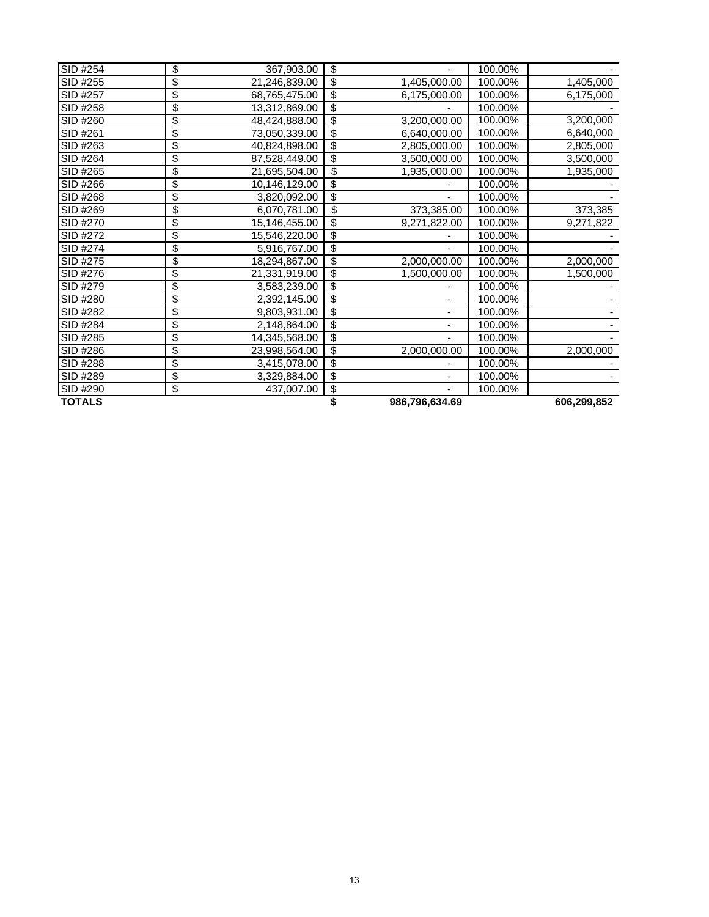| | | | | |
|---|---|---|---|---|
| SID #254 | $ 367,903.00 | $ - | 100.00% | - |
| SID #255 | $ 21,246,839.00 | $ 1,405,000.00 | 100.00% | 1,405,000 |
| SID #257 | $ 68,765,475.00 | $ 6,175,000.00 | 100.00% | 6,175,000 |
| SID #258 | $ 13,312,869.00 | $ - | 100.00% | - |
| SID #260 | $ 48,424,888.00 | $ 3,200,000.00 | 100.00% | 3,200,000 |
| SID #261 | $ 73,050,339.00 | $ 6,640,000.00 | 100.00% | 6,640,000 |
| SID #263 | $ 40,824,898.00 | $ 2,805,000.00 | 100.00% | 2,805,000 |
| SID #264 | $ 87,528,449.00 | $ 3,500,000.00 | 100.00% | 3,500,000 |
| SID #265 | $ 21,695,504.00 | $ 1,935,000.00 | 100.00% | 1,935,000 |
| SID #266 | $ 10,146,129.00 | $ - | 100.00% | - |
| SID #268 | $ 3,820,092.00 | $ - | 100.00% | - |
| SID #269 | $ 6,070,781.00 | $ 373,385.00 | 100.00% | 373,385 |
| SID #270 | $ 15,146,455.00 | $ 9,271,822.00 | 100.00% | 9,271,822 |
| SID #272 | $ 15,546,220.00 | $ - | 100.00% | - |
| SID #274 | $ 5,916,767.00 | $ - | 100.00% | - |
| SID #275 | $ 18,294,867.00 | $ 2,000,000.00 | 100.00% | 2,000,000 |
| SID #276 | $ 21,331,919.00 | $ 1,500,000.00 | 100.00% | 1,500,000 |
| SID #279 | $ 3,583,239.00 | $ - | 100.00% | - |
| SID #280 | $ 2,392,145.00 | $ - | 100.00% | - |
| SID #282 | $ 9,803,931.00 | $ - | 100.00% | - |
| SID #284 | $ 2,148,864.00 | $ - | 100.00% | - |
| SID #285 | $ 14,345,568.00 | $ - | 100.00% | - |
| SID #286 | $ 23,998,564.00 | $ 2,000,000.00 | 100.00% | 2,000,000 |
| SID #288 | $ 3,415,078.00 | $ - | 100.00% | - |
| SID #289 | $ 3,329,884.00 | $ - | 100.00% | - |
| SID #290 | $ 437,007.00 | $ - | 100.00% | |
| **TOTALS** | | **$ 986,796,634.69** | | **606,299,852** |